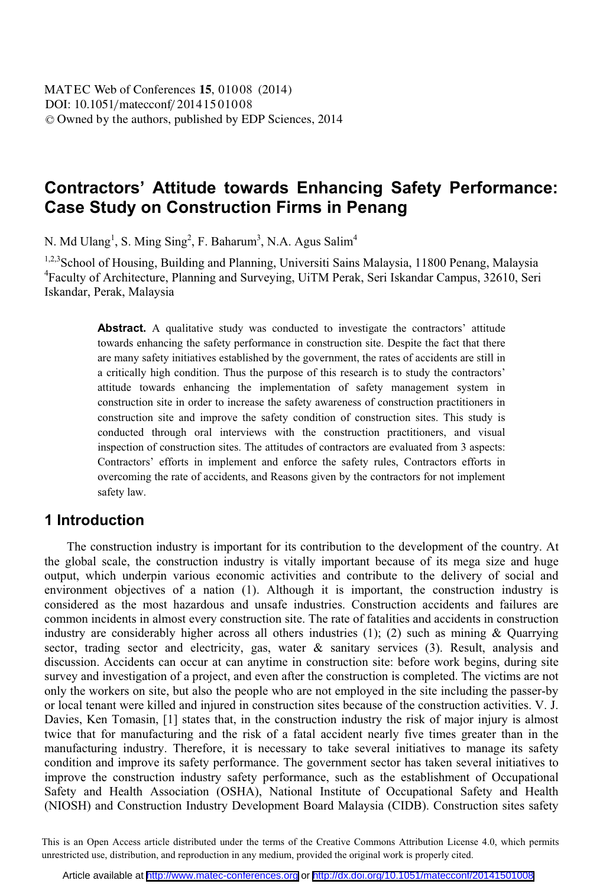# Contractors' Attitude towards Enhancing Safety Performance: Case Study on Construction Firms in Penang

N. Md Ulang[1], S. Ming Sing[2], F. Baharum[3], N.A. Agus Salim[4]

[1,2,3]School of Housing, Building and Planning, Universiti Sains Malaysia, 11800 Penang, Malaysia
[4]Faculty of Architecture, Planning and Surveying, UiTM Perak, Seri Iskandar Campus, 32610, Seri Iskandar, Perak, Malaysia

**Abstract.** A qualitative study was conducted to investigate the contractors' attitude towards enhancing the safety performance in construction site. Despite the fact that there are many safety initiatives established by the government, the rates of accidents are still in a critically high condition. Thus the purpose of this research is to study the contractors' attitude towards enhancing the implementation of safety management system in construction site in order to increase the safety awareness of construction practitioners in construction site and improve the safety condition of construction sites. This study is conducted through oral interviews with the construction practitioners, and visual inspection of construction sites. The attitudes of contractors are evaluated from 3 aspects: Contractors' efforts in implement and enforce the safety rules, Contractors efforts in overcoming the rate of accidents, and Reasons given by the contractors for not implement safety law.

## 1 Introduction

The construction industry is important for its contribution to the development of the country. At the global scale, the construction industry is vitally important because of its mega size and huge output, which underpin various economic activities and contribute to the delivery of social and environment objectives of a nation (1). Although it is important, the construction industry is considered as the most hazardous and unsafe industries. Construction accidents and failures are common incidents in almost every construction site. The rate of fatalities and accidents in construction industry are considerably higher across all others industries (1); (2) such as mining & Quarrying sector, trading sector and electricity, gas, water & sanitary services (3). Result, analysis and discussion. Accidents can occur at can anytime in construction site: before work begins, during site survey and investigation of a project, and even after the construction is completed. The victims are not only the workers on site, but also the people who are not employed in the site including the passer-by or local tenant were killed and injured in construction sites because of the construction activities. V. J. Davies, Ken Tomasin, [1] states that, in the construction industry the risk of major injury is almost twice that for manufacturing and the risk of a fatal accident nearly five times greater than in the manufacturing industry. Therefore, it is necessary to take several initiatives to manage its safety condition and improve its safety performance. The government sector has taken several initiatives to improve the construction industry safety performance, such as the establishment of Occupational Safety and Health Association (OSHA), National Institute of Occupational Safety and Health (NIOSH) and Construction Industry Development Board Malaysia (CIDB). Construction sites safety

This is an Open Access article distributed under the terms of the Creative Commons Attribution License 4.0, which permits unrestricted use, distribution, and reproduction in any medium, provided the original work is properly cited.

Article available at http://www.matec-conferences.org or http://dx.doi.org/10.1051/matecconf/20141501008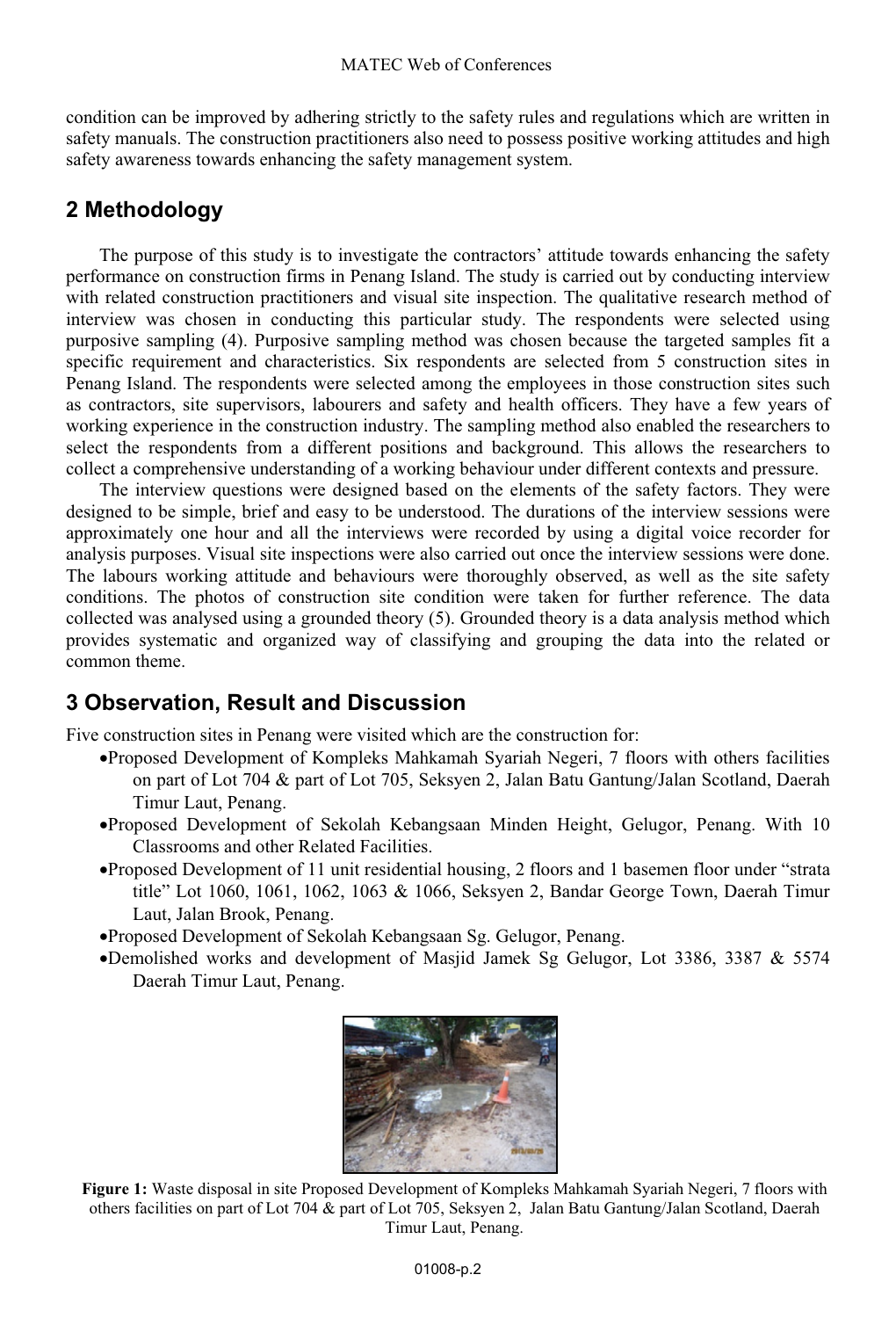condition can be improved by adhering strictly to the safety rules and regulations which are written in safety manuals. The construction practitioners also need to possess positive working attitudes and high safety awareness towards enhancing the safety management system.

## 2 Methodology

The purpose of this study is to investigate the contractors' attitude towards enhancing the safety performance on construction firms in Penang Island. The study is carried out by conducting interview with related construction practitioners and visual site inspection. The qualitative research method of interview was chosen in conducting this particular study. The respondents were selected using purposive sampling (4). Purposive sampling method was chosen because the targeted samples fit a specific requirement and characteristics. Six respondents are selected from 5 construction sites in Penang Island. The respondents were selected among the employees in those construction sites such as contractors, site supervisors, labourers and safety and health officers. They have a few years of working experience in the construction industry. The sampling method also enabled the researchers to select the respondents from a different positions and background. This allows the researchers to collect a comprehensive understanding of a working behaviour under different contexts and pressure.

The interview questions were designed based on the elements of the safety factors. They were designed to be simple, brief and easy to be understood. The durations of the interview sessions were approximately one hour and all the interviews were recorded by using a digital voice recorder for analysis purposes. Visual site inspections were also carried out once the interview sessions were done. The labours working attitude and behaviours were thoroughly observed, as well as the site safety conditions. The photos of construction site condition were taken for further reference. The data collected was analysed using a grounded theory (5). Grounded theory is a data analysis method which provides systematic and organized way of classifying and grouping the data into the related or common theme.

## 3 Observation, Result and Discussion

Five construction sites in Penang were visited which are the construction for:

- Proposed Development of Kompleks Mahkamah Syariah Negeri, 7 floors with others facilities on part of Lot 704 & part of Lot 705, Seksyen 2, Jalan Batu Gantung/Jalan Scotland, Daerah Timur Laut, Penang.
- Proposed Development of Sekolah Kebangsaan Minden Height, Gelugor, Penang. With 10 Classrooms and other Related Facilities.
- Proposed Development of 11 unit residential housing, 2 floors and 1 basemen floor under "strata title" Lot 1060, 1061, 1062, 1063 & 1066, Seksyen 2, Bandar George Town, Daerah Timur Laut, Jalan Brook, Penang.
- Proposed Development of Sekolah Kebangsaan Sg. Gelugor, Penang.
- Demolished works and development of Masjid Jamek Sg Gelugor, Lot 3386, 3387 & 5574 Daerah Timur Laut, Penang.

**Figure 1:** Waste disposal in site Proposed Development of Kompleks Mahkamah Syariah Negeri, 7 floors with others facilities on part of Lot 704 & part of Lot 705, Seksyen 2, Jalan Batu Gantung/Jalan Scotland, Daerah Timur Laut, Penang.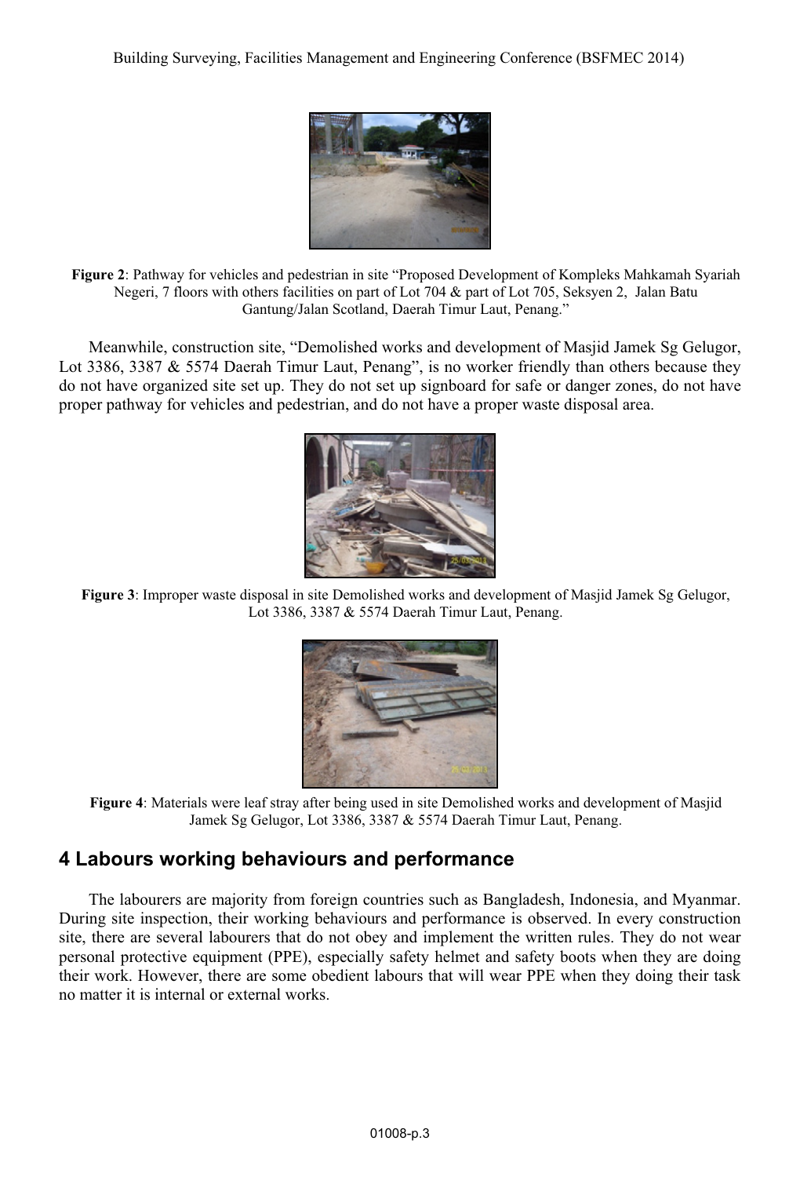**Figure 2**: Pathway for vehicles and pedestrian in site "Proposed Development of Kompleks Mahkamah Syariah Negeri, 7 floors with others facilities on part of Lot 704 & part of Lot 705, Seksyen 2, Jalan Batu Gantung/Jalan Scotland, Daerah Timur Laut, Penang."

Meanwhile, construction site, "Demolished works and development of Masjid Jamek Sg Gelugor, Lot 3386, 3387 & 5574 Daerah Timur Laut, Penang", is no worker friendly than others because they do not have organized site set up. They do not set up signboard for safe or danger zones, do not have proper pathway for vehicles and pedestrian, and do not have a proper waste disposal area.

**Figure 3**: Improper waste disposal in site Demolished works and development of Masjid Jamek Sg Gelugor, Lot 3386, 3387 & 5574 Daerah Timur Laut, Penang.

**Figure 4**: Materials were leaf stray after being used in site Demolished works and development of Masjid Jamek Sg Gelugor, Lot 3386, 3387 & 5574 Daerah Timur Laut, Penang.

## 4 Labours working behaviours and performance

The labourers are majority from foreign countries such as Bangladesh, Indonesia, and Myanmar. During site inspection, their working behaviours and performance is observed. In every construction site, there are several labourers that do not obey and implement the written rules. They do not wear personal protective equipment (PPE), especially safety helmet and safety boots when they are doing their work. However, there are some obedient labours that will wear PPE when they doing their task no matter it is internal or external works.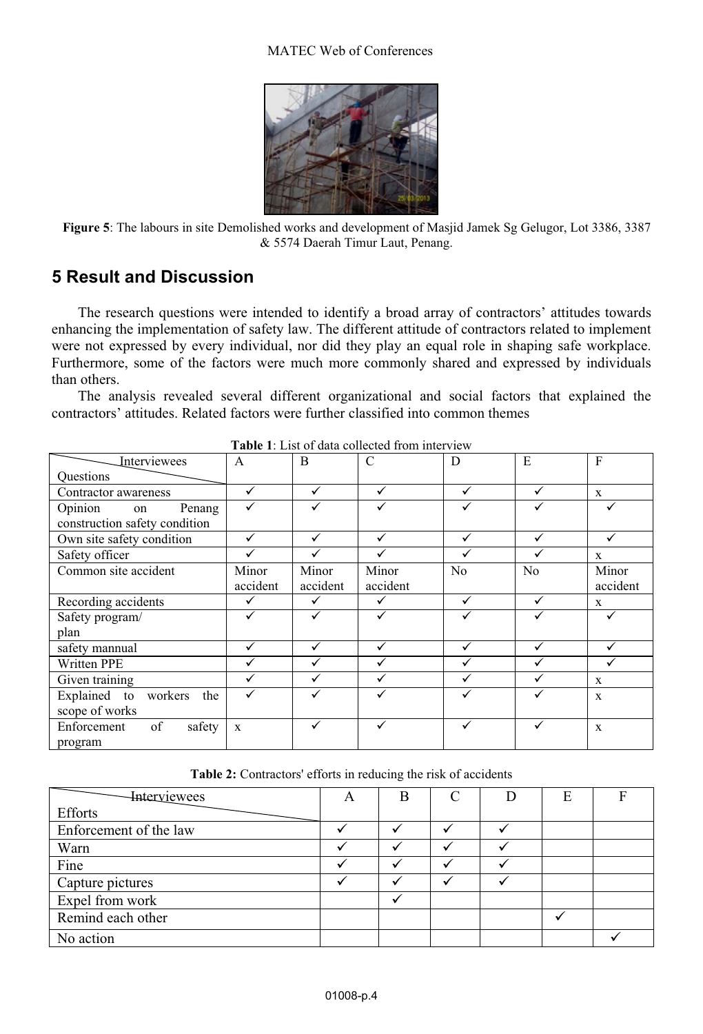**Figure 5**: The labours in site Demolished works and development of Masjid Jamek Sg Gelugor, Lot 3386, 3387 & 5574 Daerah Timur Laut, Penang.

## 5 Result and Discussion

The research questions were intended to identify a broad array of contractors' attitudes towards enhancing the implementation of safety law. The different attitude of contractors related to implement were not expressed by every individual, nor did they play an equal role in shaping safe workplace. Furthermore, some of the factors were much more commonly shared and expressed by individuals than others.

The analysis revealed several different organizational and social factors that explained the contractors' attitudes. Related factors were further classified into common themes

**Table 1**: List of data collected from interview

| Questions \ Interviewees | A | B | C | D | E | F |
|---|---|---|---|---|---|---|
| Contractor awareness | ✓ | ✓ | ✓ | ✓ | ✓ | x |
| Opinion on Penang construction safety condition | ✓ | ✓ | ✓ | ✓ | ✓ | ✓ |
| Own site safety condition | ✓ | ✓ | ✓ | ✓ | ✓ | ✓ |
| Safety officer | ✓ | ✓ | ✓ | ✓ | ✓ | x |
| Common site accident | Minor accident | Minor accident | Minor accident | No | No | Minor accident |
| Recording accidents | ✓ | ✓ | ✓ | ✓ | ✓ | x |
| Safety program/ plan | ✓ | ✓ | ✓ | ✓ | ✓ | ✓ |
| safety mannual | ✓ | ✓ | ✓ | ✓ | ✓ | ✓ |
| Written PPE | ✓ | ✓ | ✓ | ✓ | ✓ | ✓ |
| Given training | ✓ | ✓ | ✓ | ✓ | ✓ | x |
| Explained to workers the scope of works | ✓ | ✓ | ✓ | ✓ | ✓ | x |
| Enforcement of safety program | x | ✓ | ✓ | ✓ | ✓ | x |

**Table 2:** Contractors' efforts in reducing the risk of accidents

| Efforts \ Interviewees | A | B | C | D | E | F |
|---|---|---|---|---|---|---|
| Enforcement of the law | ✓ | ✓ | ✓ | ✓ | | |
| Warn | ✓ | ✓ | ✓ | ✓ | | |
| Fine | ✓ | ✓ | ✓ | ✓ | | |
| Capture pictures | ✓ | ✓ | ✓ | ✓ | | |
| Expel from work | | ✓ | | | | |
| Remind each other | | | | | ✓ | |
| No action | | | | | | ✓ |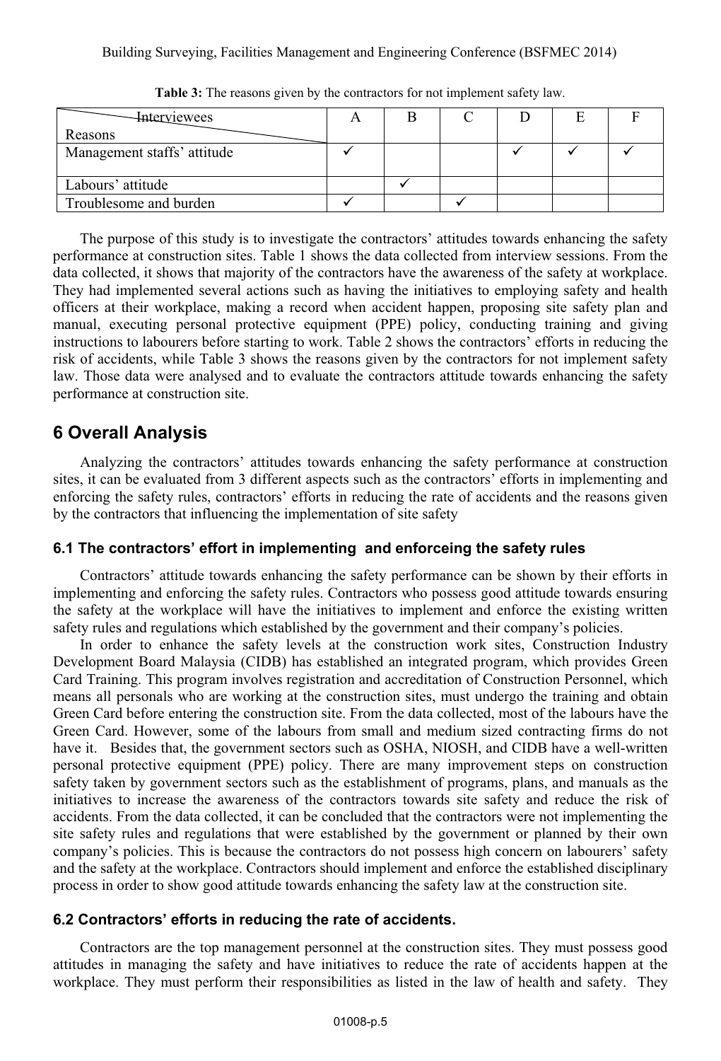**Table 3:** The reasons given by the contractors for not implement safety law.

| Interviewees / Reasons | A | B | C | D | E | F |
|---|---|---|---|---|---|---|
| Management staffs' attitude | ✓ | | | ✓ | ✓ | ✓ |
| Labours' attitude | | ✓ | | | | |
| Troublesome and burden | ✓ | | ✓ | | | |

The purpose of this study is to investigate the contractors' attitudes towards enhancing the safety performance at construction sites. Table 1 shows the data collected from interview sessions. From the data collected, it shows that majority of the contractors have the awareness of the safety at workplace. They had implemented several actions such as having the initiatives to employing safety and health officers at their workplace, making a record when accident happen, proposing site safety plan and manual, executing personal protective equipment (PPE) policy, conducting training and giving instructions to labourers before starting to work. Table 2 shows the contractors' efforts in reducing the risk of accidents, while Table 3 shows the reasons given by the contractors for not implement safety law. Those data were analysed and to evaluate the contractors attitude towards enhancing the safety performance at construction site.

## 6 Overall Analysis

Analyzing the contractors' attitudes towards enhancing the safety performance at construction sites, it can be evaluated from 3 different aspects such as the contractors' efforts in implementing and enforcing the safety rules, contractors' efforts in reducing the rate of accidents and the reasons given by the contractors that influencing the implementation of site safety

### 6.1 The contractors' effort in implementing and enforceing the safety rules

Contractors' attitude towards enhancing the safety performance can be shown by their efforts in implementing and enforcing the safety rules. Contractors who possess good attitude towards ensuring the safety at the workplace will have the initiatives to implement and enforce the existing written safety rules and regulations which established by the government and their company's policies.

In order to enhance the safety levels at the construction work sites, Construction Industry Development Board Malaysia (CIDB) has established an integrated program, which provides Green Card Training. This program involves registration and accreditation of Construction Personnel, which means all personals who are working at the construction sites, must undergo the training and obtain Green Card before entering the construction site. From the data collected, most of the labours have the Green Card. However, some of the labours from small and medium sized contracting firms do not have it. Besides that, the government sectors such as OSHA, NIOSH, and CIDB have a well-written personal protective equipment (PPE) policy. There are many improvement steps on construction safety taken by government sectors such as the establishment of programs, plans, and manuals as the initiatives to increase the awareness of the contractors towards site safety and reduce the risk of accidents. From the data collected, it can be concluded that the contractors were not implementing the site safety rules and regulations that were established by the government or planned by their own company's policies. This is because the contractors do not possess high concern on labourers' safety and the safety at the workplace. Contractors should implement and enforce the established disciplinary process in order to show good attitude towards enhancing the safety law at the construction site.

### 6.2 Contractors' efforts in reducing the rate of accidents.

Contractors are the top management personnel at the construction sites. They must possess good attitudes in managing the safety and have initiatives to reduce the rate of accidents happen at the workplace. They must perform their responsibilities as listed in the law of health and safety. They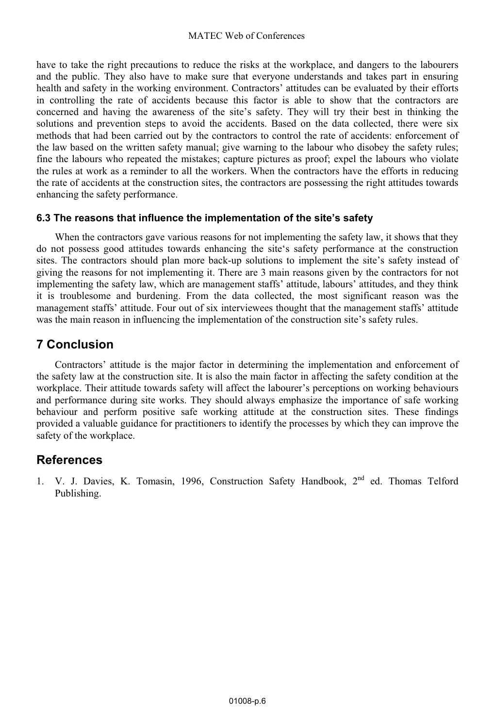have to take the right precautions to reduce the risks at the workplace, and dangers to the labourers and the public. They also have to make sure that everyone understands and takes part in ensuring health and safety in the working environment. Contractors' attitudes can be evaluated by their efforts in controlling the rate of accidents because this factor is able to show that the contractors are concerned and having the awareness of the site's safety. They will try their best in thinking the solutions and prevention steps to avoid the accidents. Based on the data collected, there were six methods that had been carried out by the contractors to control the rate of accidents: enforcement of the law based on the written safety manual; give warning to the labour who disobey the safety rules; fine the labours who repeated the mistakes; capture pictures as proof; expel the labours who violate the rules at work as a reminder to all the workers. When the contractors have the efforts in reducing the rate of accidents at the construction sites, the contractors are possessing the right attitudes towards enhancing the safety performance.

### 6.3 The reasons that influence the implementation of the site's safety

When the contractors gave various reasons for not implementing the safety law, it shows that they do not possess good attitudes towards enhancing the site's safety performance at the construction sites. The contractors should plan more back-up solutions to implement the site's safety instead of giving the reasons for not implementing it. There are 3 main reasons given by the contractors for not implementing the safety law, which are management staffs' attitude, labours' attitudes, and they think it is troublesome and burdening. From the data collected, the most significant reason was the management staffs' attitude. Four out of six interviewees thought that the management staffs' attitude was the main reason in influencing the implementation of the construction site's safety rules.

## 7 Conclusion

Contractors' attitude is the major factor in determining the implementation and enforcement of the safety law at the construction site. It is also the main factor in affecting the safety condition at the workplace. Their attitude towards safety will affect the labourer's perceptions on working behaviours and performance during site works. They should always emphasize the importance of safe working behaviour and perform positive safe working attitude at the construction sites. These findings provided a valuable guidance for practitioners to identify the processes by which they can improve the safety of the workplace.

## References

1. V. J. Davies, K. Tomasin, 1996, Construction Safety Handbook, 2nd ed. Thomas Telford Publishing.